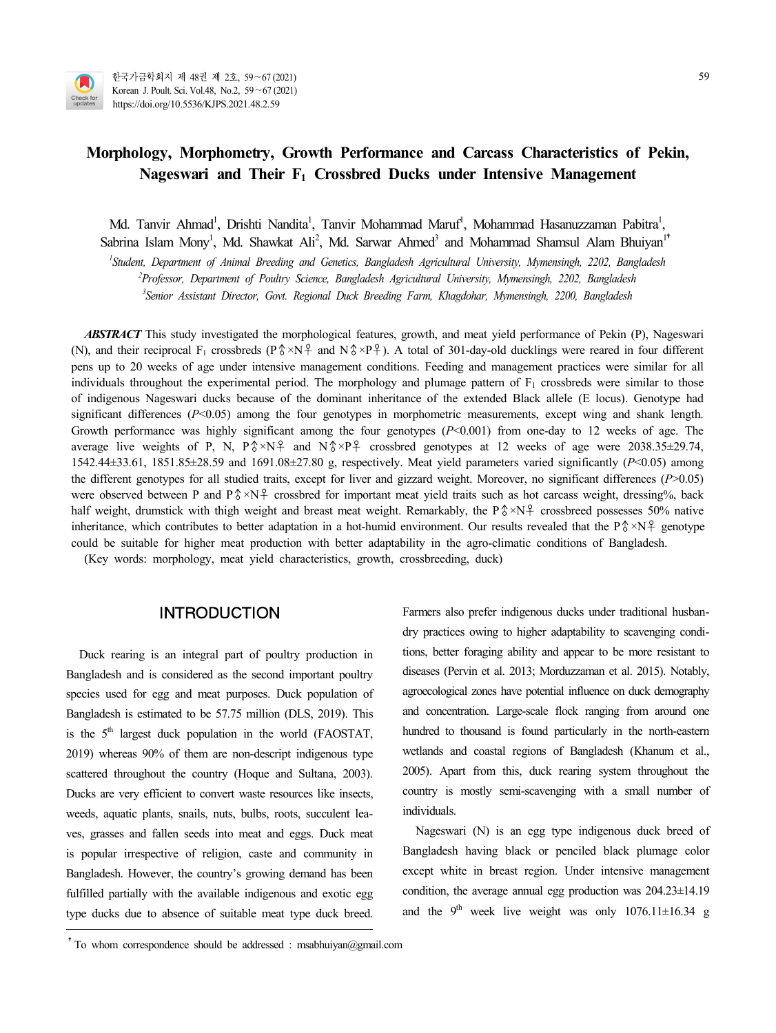# Morphology, Morphometry, Growth Performance and Carcass Characteristics of Pekin, Nageswari and Their $F_1$ Crossbred Ducks under Intensive Management

Md. Tanvir Ahmad[1], Drishti Nandita[1], Tanvir Mohammad Maruf[1], Mohammad Hasanuzzaman Pabitra[1], Sabrina Islam Mony[1], Md. Shawkat Ali[2], Md. Sarwar Ahmed[3] and Mohammad Shamsul Alam Bhuiyan[1]†

[1]*Student, Department of Animal Breeding and Genetics, Bangladesh Agricultural University, Mymensingh, 2202, Bangladesh*

[2]*Professor, Department of Poultry Science, Bangladesh Agricultural University, Mymensingh, 2202, Bangladesh*

[3]*Senior Assistant Director, Govt. Regional Duck Breeding Farm, Khagdohar, Mymensingh, 2200, Bangladesh*

***ABSTRACT*** This study investigated the morphological features, growth, and meat yield performance of Pekin (P), Nageswari (N), and their reciprocal $F_1$ crossbreds (P♂×N♀ and N♂×P♀). A total of 301-day-old ducklings were reared in four different pens up to 20 weeks of age under intensive management conditions. Feeding and management practices were similar for all individuals throughout the experimental period. The morphology and plumage pattern of $F_1$ crossbreds were similar to those of indigenous Nageswari ducks because of the dominant inheritance of the extended Black allele (E locus). Genotype had significant differences ($P$<0.05) among the four genotypes in morphometric measurements, except wing and shank length. Growth performance was highly significant among the four genotypes ($P$<0.001) from one-day to 12 weeks of age. The average live weights of P, N, P♂×N♀ and N♂×P♀ crossbred genotypes at 12 weeks of age were 2038.35±29.74, 1542.44±33.61, 1851.85±28.59 and 1691.08±27.80 g, respectively. Meat yield parameters varied significantly ($P$<0.05) among the different genotypes for all studied traits, except for liver and gizzard weight. Moreover, no significant differences ($P$>0.05) were observed between P and P♂×N♀ crossbred for important meat yield traits such as hot carcass weight, dressing%, back half weight, drumstick with thigh weight and breast meat weight. Remarkably, the P♂×N♀ crossbreed possesses 50% native inheritance, which contributes to better adaptation in a hot-humid environment. Our results revealed that the P♂×N♀ genotype could be suitable for higher meat production with better adaptability in the agro-climatic conditions of Bangladesh.

(Key words: morphology, meat yield characteristics, growth, crossbreeding, duck)

## INTRODUCTION

Duck rearing is an integral part of poultry production in Bangladesh and is considered as the second important poultry species used for egg and meat purposes. Duck population of Bangladesh is estimated to be 57.75 million (DLS, 2019). This is the 5th largest duck population in the world (FAOSTAT, 2019) whereas 90% of them are non-descript indigenous type scattered throughout the country (Hoque and Sultana, 2003). Ducks are very efficient to convert waste resources like insects, weeds, aquatic plants, snails, nuts, bulbs, roots, succulent leaves, grasses and fallen seeds into meat and eggs. Duck meat is popular irrespective of religion, caste and community in Bangladesh. However, the country's growing demand has been fulfilled partially with the available indigenous and exotic egg type ducks due to absence of suitable meat type duck breed. Farmers also prefer indigenous ducks under traditional husbandry practices owing to higher adaptability to scavenging conditions, better foraging ability and appear to be more resistant to diseases (Pervin et al. 2013; Morduzzaman et al. 2015). Notably, agroecological zones have potential influence on duck demography and concentration. Large-scale flock ranging from around one hundred to thousand is found particularly in the north-eastern wetlands and coastal regions of Bangladesh (Khanum et al., 2005). Apart from this, duck rearing system throughout the country is mostly semi-scavenging with a small number of individuals.

Nageswari (N) is an egg type indigenous duck breed of Bangladesh having black or penciled black plumage color except white in breast region. Under intensive management condition, the average annual egg production was 204.23±14.19 and the 9th week live weight was only 1076.11±16.34 g

† To whom correspondence should be addressed : msabhuiyan@gmail.com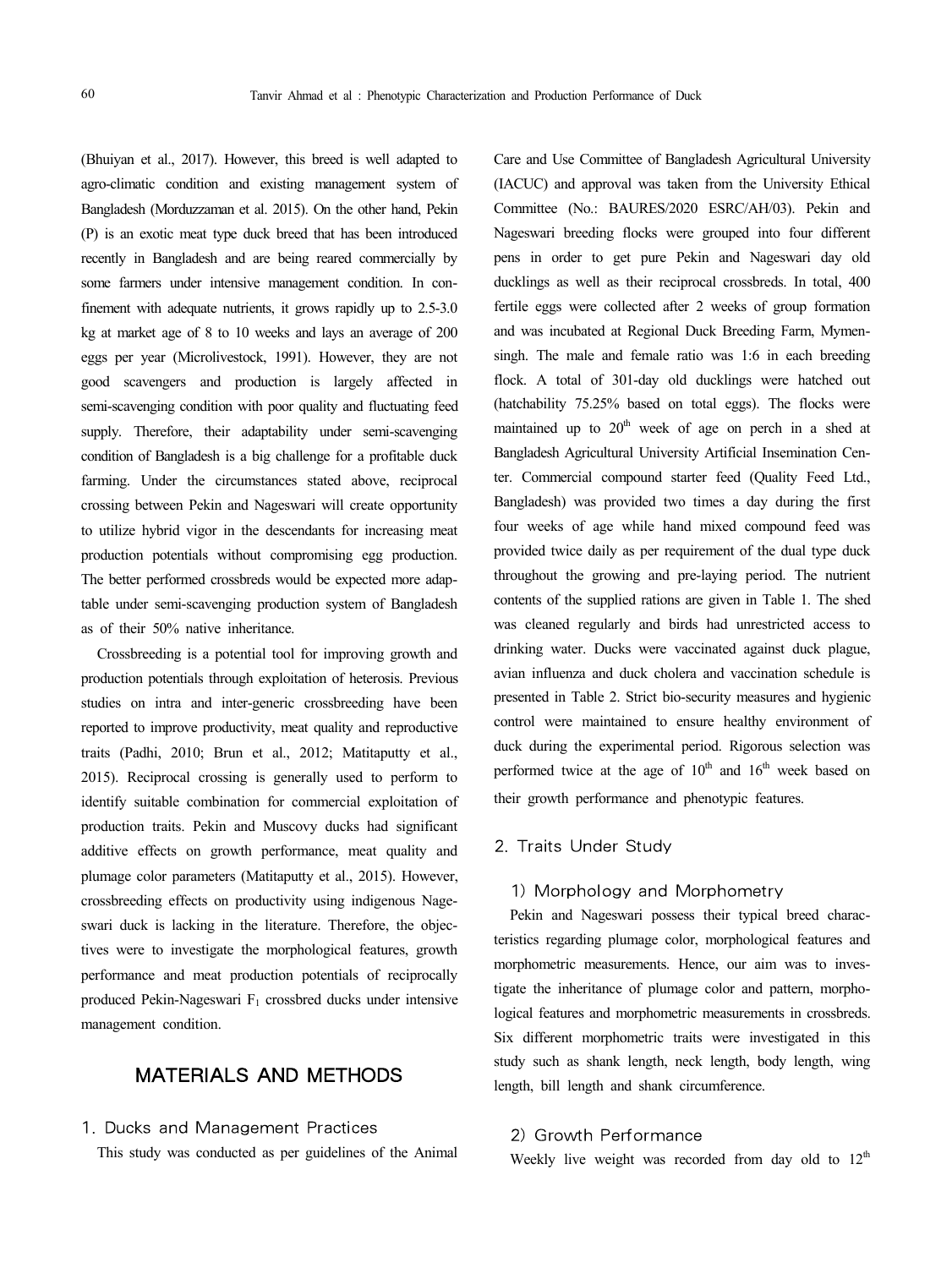(Bhuiyan et al., 2017). However, this breed is well adapted to agro-climatic condition and existing management system of Bangladesh (Morduzzaman et al. 2015). On the other hand, Pekin (P) is an exotic meat type duck breed that has been introduced recently in Bangladesh and are being reared commercially by some farmers under intensive management condition. In confinement with adequate nutrients, it grows rapidly up to 2.5-3.0 kg at market age of 8 to 10 weeks and lays an average of 200 eggs per year (Microlivestock, 1991). However, they are not good scavengers and production is largely affected in semi-scavenging condition with poor quality and fluctuating feed supply. Therefore, their adaptability under semi-scavenging condition of Bangladesh is a big challenge for a profitable duck farming. Under the circumstances stated above, reciprocal crossing between Pekin and Nageswari will create opportunity to utilize hybrid vigor in the descendants for increasing meat production potentials without compromising egg production. The better performed crossbreds would be expected more adaptable under semi-scavenging production system of Bangladesh as of their 50% native inheritance.

Crossbreeding is a potential tool for improving growth and production potentials through exploitation of heterosis. Previous studies on intra and inter-generic crossbreeding have been reported to improve productivity, meat quality and reproductive traits (Padhi, 2010; Brun et al., 2012; Matitaputty et al., 2015). Reciprocal crossing is generally used to perform to identify suitable combination for commercial exploitation of production traits. Pekin and Muscovy ducks had significant additive effects on growth performance, meat quality and plumage color parameters (Matitaputty et al., 2015). However, crossbreeding effects on productivity using indigenous Nageswari duck is lacking in the literature. Therefore, the objectives were to investigate the morphological features, growth performance and meat production potentials of reciprocally produced Pekin-Nageswari $F_1$ crossbred ducks under intensive management condition.

## MATERIALS AND METHODS

### 1. Ducks and Management Practices

This study was conducted as per guidelines of the Animal Care and Use Committee of Bangladesh Agricultural University (IACUC) and approval was taken from the University Ethical Committee (No.: BAURES/2020 ESRC/AH/03). Pekin and Nageswari breeding flocks were grouped into four different pens in order to get pure Pekin and Nageswari day old ducklings as well as their reciprocal crossbreds. In total, 400 fertile eggs were collected after 2 weeks of group formation and was incubated at Regional Duck Breeding Farm, Mymensingh. The male and female ratio was 1:6 in each breeding flock. A total of 301-day old ducklings were hatched out (hatchability 75.25% based on total eggs). The flocks were maintained up to 20th week of age on perch in a shed at Bangladesh Agricultural University Artificial Insemination Center. Commercial compound starter feed (Quality Feed Ltd., Bangladesh) was provided two times a day during the first four weeks of age while hand mixed compound feed was provided twice daily as per requirement of the dual type duck throughout the growing and pre-laying period. The nutrient contents of the supplied rations are given in Table 1. The shed was cleaned regularly and birds had unrestricted access to drinking water. Ducks were vaccinated against duck plague, avian influenza and duck cholera and vaccination schedule is presented in Table 2. Strict bio-security measures and hygienic control were maintained to ensure healthy environment of duck during the experimental period. Rigorous selection was performed twice at the age of 10th and 16th week based on their growth performance and phenotypic features.

### 2. Traits Under Study

#### 1) Morphology and Morphometry

Pekin and Nageswari possess their typical breed characteristics regarding plumage color, morphological features and morphometric measurements. Hence, our aim was to investigate the inheritance of plumage color and pattern, morphological features and morphometric measurements in crossbreds. Six different morphometric traits were investigated in this study such as shank length, neck length, body length, wing length, bill length and shank circumference.

#### 2) Growth Performance

Weekly live weight was recorded from day old to 12th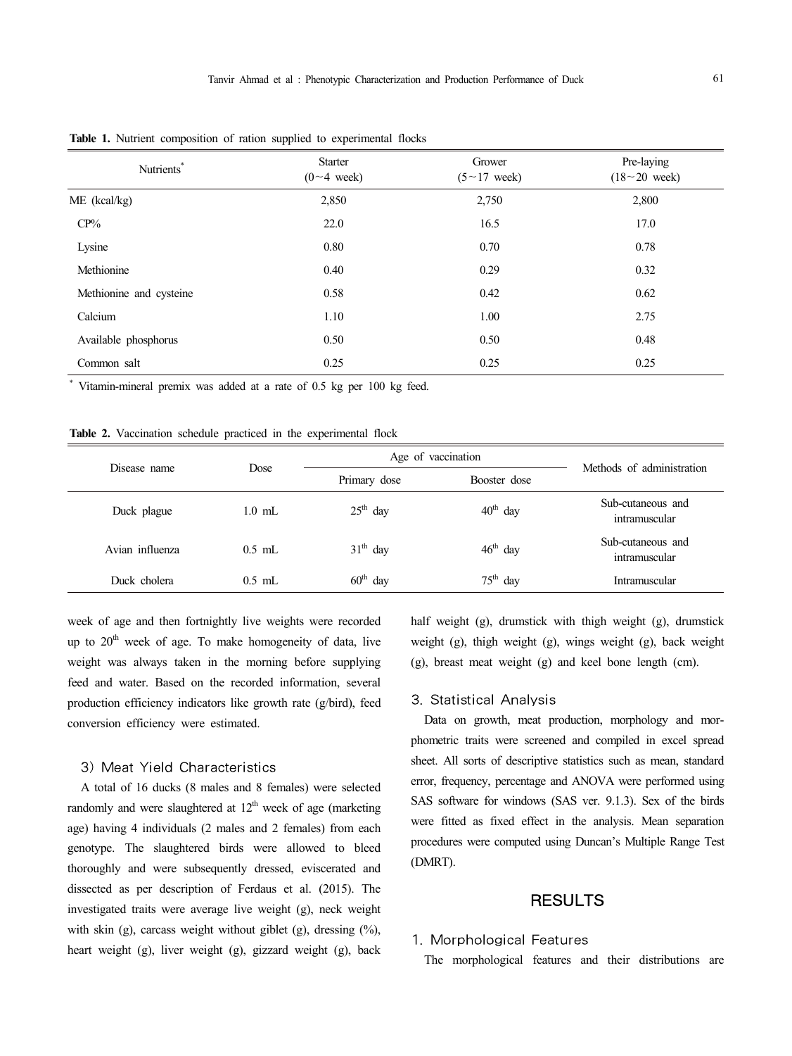**Table 1.** Nutrient composition of ration supplied to experimental flocks

| Nutrients* | Starter (0~4 week) | Grower (5~17 week) | Pre-laying (18~20 week) |
|---|---|---|---|
| ME (kcal/kg) | 2,850 | 2,750 | 2,800 |
| CP% | 22.0 | 16.5 | 17.0 |
| Lysine | 0.80 | 0.70 | 0.78 |
| Methionine | 0.40 | 0.29 | 0.32 |
| Methionine and cysteine | 0.58 | 0.42 | 0.62 |
| Calcium | 1.10 | 1.00 | 2.75 |
| Available phosphorus | 0.50 | 0.50 | 0.48 |
| Common salt | 0.25 | 0.25 | 0.25 |

\* Vitamin-mineral premix was added at a rate of 0.5 kg per 100 kg feed.

**Table 2.** Vaccination schedule practiced in the experimental flock

| Disease name | Dose | Age of vaccination | | Methods of administration |
|---|---|---|---|---|
| | | Primary dose | Booster dose | |
| Duck plague | 1.0 mL | 25th day | 40th day | Sub-cutaneous and intramuscular |
| Avian influenza | 0.5 mL | 31th day | 46th day | Sub-cutaneous and intramuscular |
| Duck cholera | 0.5 mL | 60th day | 75th day | Intramuscular |

week of age and then fortnightly live weights were recorded up to 20th week of age. To make homogeneity of data, live weight was always taken in the morning before supplying feed and water. Based on the recorded information, several production efficiency indicators like growth rate (g/bird), feed conversion efficiency were estimated.

### 3) Meat Yield Characteristics

A total of 16 ducks (8 males and 8 females) were selected randomly and were slaughtered at 12th week of age (marketing age) having 4 individuals (2 males and 2 females) from each genotype. The slaughtered birds were allowed to bleed thoroughly and were subsequently dressed, eviscerated and dissected as per description of Ferdaus et al. (2015). The investigated traits were average live weight (g), neck weight with skin (g), carcass weight without giblet (g), dressing (%), heart weight (g), liver weight (g), gizzard weight (g), back half weight (g), drumstick with thigh weight (g), drumstick weight (g), thigh weight (g), wings weight (g), back weight (g), breast meat weight (g) and keel bone length (cm).

## 3. Statistical Analysis

Data on growth, meat production, morphology and morphometric traits were screened and compiled in excel spread sheet. All sorts of descriptive statistics such as mean, standard error, frequency, percentage and ANOVA were performed using SAS software for windows (SAS ver. 9.1.3). Sex of the birds were fitted as fixed effect in the analysis. Mean separation procedures were computed using Duncan's Multiple Range Test (DMRT).

# RESULTS

## 1. Morphological Features

The morphological features and their distributions are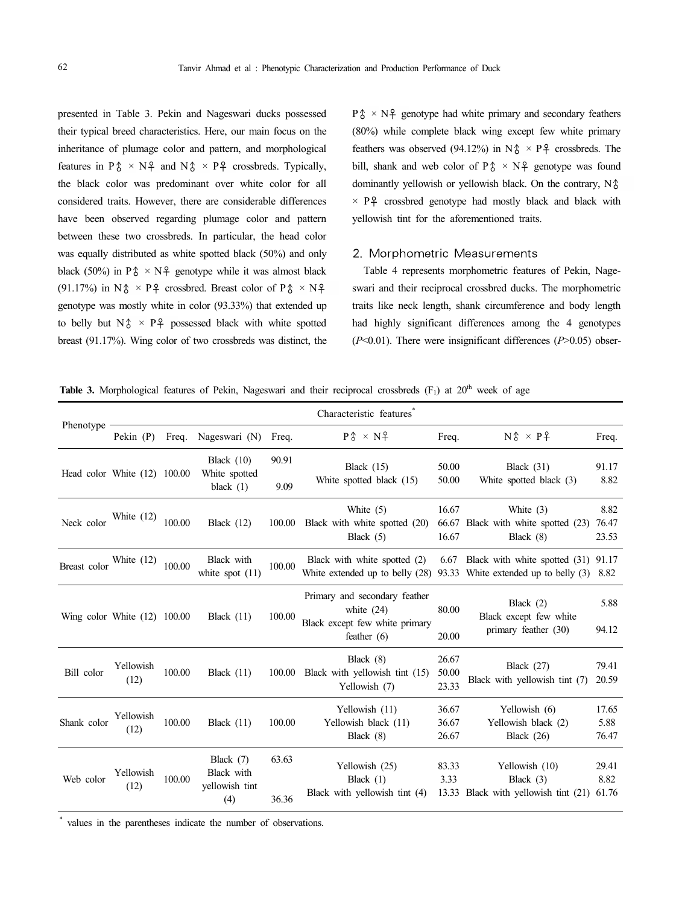presented in Table 3. Pekin and Nageswari ducks possessed their typical breed characteristics. Here, our main focus on the inheritance of plumage color and pattern, and morphological features in P♂ × N♀ and N♂ × P♀ crossbreds. Typically, the black color was predominant over white color for all considered traits. However, there are considerable differences have been observed regarding plumage color and pattern between these two crossbreds. In particular, the head color was equally distributed as white spotted black (50%) and only black (50%) in P♂ × N♀ genotype while it was almost black (91.17%) in N♂ × P♀ crossbred. Breast color of P♂ × N♀ genotype was mostly white in color (93.33%) that extended up to belly but N♂ × P♀ possessed black with white spotted breast (91.17%). Wing color of two crossbreds was distinct, the P♂ × N♀ genotype had white primary and secondary feathers (80%) while complete black wing except few white primary feathers was observed (94.12%) in N♂ × P♀ crossbreds. The bill, shank and web color of P♂ × N♀ genotype was found dominantly yellowish or yellowish black. On the contrary, N♂ × P♀ crossbred genotype had mostly black and black with yellowish tint for the aforementioned traits.

## 2. Morphometric Measurements

Table 4 represents morphometric features of Pekin, Nageswari and their reciprocal crossbred ducks. The morphometric traits like neck length, shank circumference and body length had highly significant differences among the 4 genotypes ($P<0.01$). There were insignificant differences ($P>0.05$) obser-

**Table 3.** Morphological features of Pekin, Nageswari and their reciprocal crossbreds ($F_1$) at 20th week of age

| Phenotype | Characteristic features* | | | | | | | |
|---|---|---|---|---|---|---|---|---|
| | Pekin (P) | Freq. | Nageswari (N) | Freq. | P♂ × N♀ | Freq. | N♂ × P♀ | Freq. |
| Head color | White (12) | 100.00 | Black (10)<br>White spotted black (1) | 90.91<br>9.09 | Black (15)<br>White spotted black (15) | 50.00<br>50.00 | Black (31)<br>White spotted black (3) | 91.17<br>8.82 |
| Neck color | White (12) | 100.00 | Black (12) | 100.00 | White (5)<br>Black with white spotted (20)<br>Black (5) | 16.67<br>66.67<br>16.67 | White (3)<br>Black with white spotted (23)<br>Black (8) | 8.82<br>76.47<br>23.53 |
| Breast color | White (12) | 100.00 | Black with white spot (11) | 100.00 | Black with white spotted (2)<br>White extended up to belly (28) | 6.67<br>93.33 | Black with white spotted (31)<br>White extended up to belly (3) | 91.17<br>8.82 |
| Wing color | White (12) | 100.00 | Black (11) | 100.00 | Primary and secondary feather white (24)<br>Black except few white primary feather (6) | 80.00<br>20.00 | Black (2)<br>Black except few white primary feather (30) | 5.88<br>94.12 |
| Bill color | Yellowish (12) | 100.00 | Black (11) | 100.00 | Black (8)<br>Black with yellowish tint (15)<br>Yellowish (7) | 26.67<br>50.00<br>23.33 | Black (27)<br>Black with yellowish tint (7) | 79.41<br>20.59 |
| Shank color | Yellowish (12) | 100.00 | Black (11) | 100.00 | Yellowish (11)<br>Yellowish black (11)<br>Black (8) | 36.67<br>36.67<br>26.67 | Yellowish (6)<br>Yellowish black (2)<br>Black (26) | 17.65<br>5.88<br>76.47 |
| Web color | Yellowish (12) | 100.00 | Black (7)<br>Black with yellowish tint (4) | 63.63<br>36.36 | Yellowish (25)<br>Black (1)<br>Black with yellowish tint (4) | 83.33<br>3.33<br>13.33 | Yellowish (10)<br>Black (3)<br>Black with yellowish tint (21) | 29.41<br>8.82<br>61.76 |

* values in the parentheses indicate the number of observations.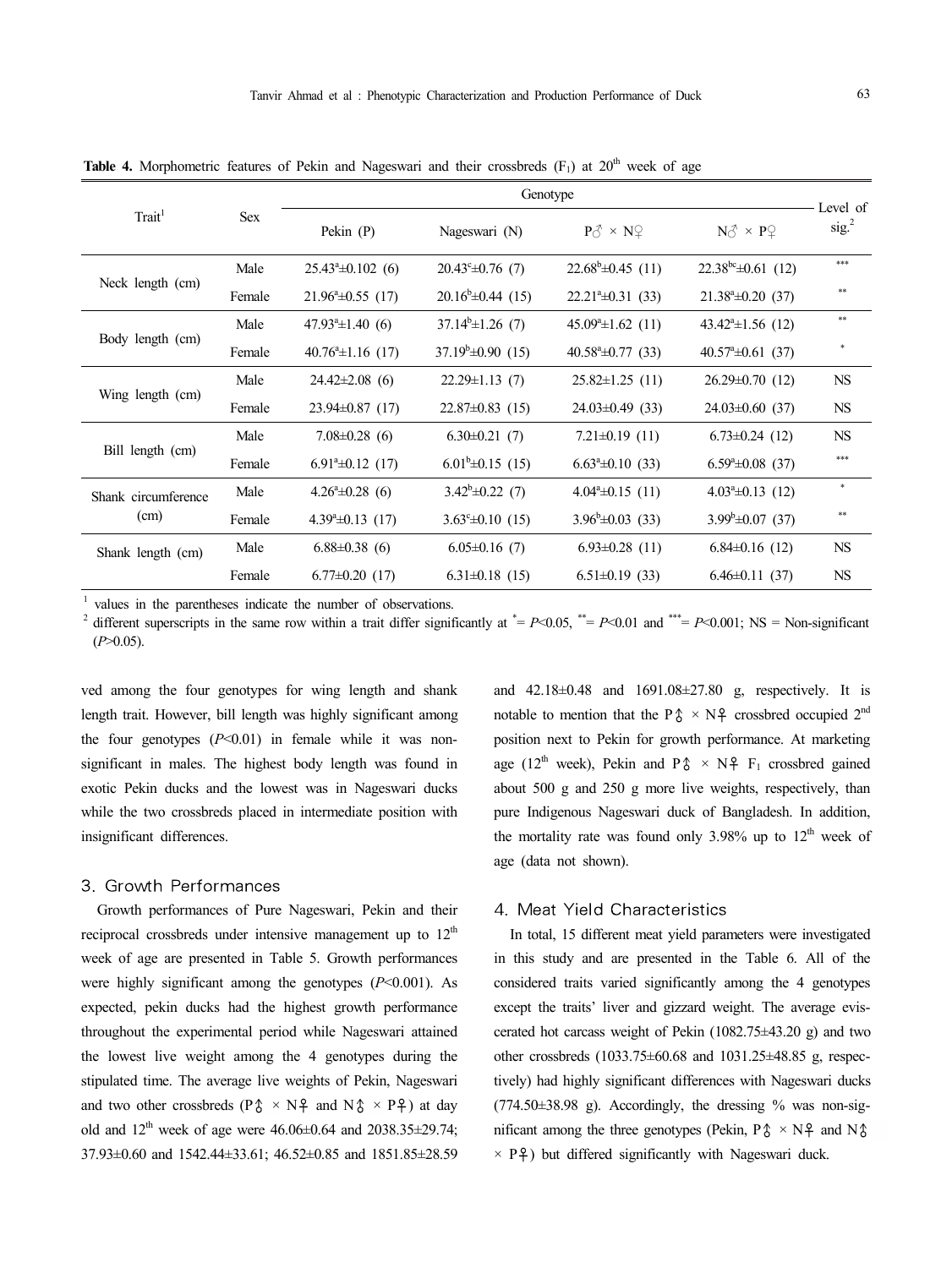**Table 4.** Morphometric features of Pekin and Nageswari and their crossbreds ($F_1$) at $20^{th}$ week of age

| Trait[1] | Sex | Genotype | | | | Level of sig.[2] |
|---|---|---|---|---|---|---|
| | | Pekin (P) | Nageswari (N) | P♂ × N♀ | N♂ × P♀ | |
| Neck length (cm) | Male | $25.43^{a}$±0.102 (6) | $20.43^{c}$±0.76 (7) | $22.68^{b}$±0.45 (11) | $22.38^{bc}$±0.61 (12) | *** |
| | Female | $21.96^{a}$±0.55 (17) | $20.16^{b}$±0.44 (15) | $22.21^{a}$±0.31 (33) | $21.38^{a}$±0.20 (37) | ** |
| Body length (cm) | Male | $47.93^{a}$±1.40 (6) | $37.14^{b}$±1.26 (7) | $45.09^{a}$±1.62 (11) | $43.42^{a}$±1.56 (12) | ** |
| | Female | $40.76^{a}$±1.16 (17) | $37.19^{b}$±0.90 (15) | $40.58^{a}$±0.77 (33) | $40.57^{a}$±0.61 (37) | * |
| Wing length (cm) | Male | 24.42±2.08 (6) | 22.29±1.13 (7) | 25.82±1.25 (11) | 26.29±0.70 (12) | NS |
| | Female | 23.94±0.87 (17) | 22.87±0.83 (15) | 24.03±0.49 (33) | 24.03±0.60 (37) | NS |
| Bill length (cm) | Male | 7.08±0.28 (6) | 6.30±0.21 (7) | 7.21±0.19 (11) | 6.73±0.24 (12) | NS |
| | Female | $6.91^{a}$±0.12 (17) | $6.01^{b}$±0.15 (15) | $6.63^{a}$±0.10 (33) | $6.59^{a}$±0.08 (37) | *** |
| Shank circumference (cm) | Male | $4.26^{a}$±0.28 (6) | $3.42^{b}$±0.22 (7) | $4.04^{a}$±0.15 (11) | $4.03^{a}$±0.13 (12) | * |
| | Female | $4.39^{a}$±0.13 (17) | $3.63^{c}$±0.10 (15) | $3.96^{b}$±0.03 (33) | $3.99^{b}$±0.07 (37) | ** |
| Shank length (cm) | Male | 6.88±0.38 (6) | 6.05±0.16 (7) | 6.93±0.28 (11) | 6.84±0.16 (12) | NS |
| | Female | 6.77±0.20 (17) | 6.31±0.18 (15) | 6.51±0.19 (33) | 6.46±0.11 (37) | NS |

[1] values in the parentheses indicate the number of observations.
[2] different superscripts in the same row within a trait differ significantly at * = $P$<0.05, ** = $P$<0.01 and *** = $P$<0.001; NS = Non-significant ($P$>0.05).

ved among the four genotypes for wing length and shank length trait. However, bill length was highly significant among the four genotypes ($P$<0.01) in female while it was non-significant in males. The highest body length was found in exotic Pekin ducks and the lowest was in Nageswari ducks while the two crossbreds placed in intermediate position with insignificant differences.

### 3. Growth Performances

Growth performances of Pure Nageswari, Pekin and their reciprocal crossbreds under intensive management up to $12^{th}$ week of age are presented in Table 5. Growth performances were highly significant among the genotypes ($P$<0.001). As expected, pekin ducks had the highest growth performance throughout the experimental period while Nageswari attained the lowest live weight among the 4 genotypes during the stipulated time. The average live weights of Pekin, Nageswari and two other crossbreds (P♂ × N♀ and N♂ × P♀) at day old and $12^{th}$ week of age were 46.06±0.64 and 2038.35±29.74; 37.93±0.60 and 1542.44±33.61; 46.52±0.85 and 1851.85±28.59 and 42.18±0.48 and 1691.08±27.80 g, respectively. It is notable to mention that the P♂ × N♀ crossbred occupied $2^{nd}$ position next to Pekin for growth performance. At marketing age ($12^{th}$ week), Pekin and P♂ × N♀ $F_1$ crossbred gained about 500 g and 250 g more live weights, respectively, than pure Indigenous Nageswari duck of Bangladesh. In addition, the mortality rate was found only 3.98% up to $12^{th}$ week of age (data not shown).

### 4. Meat Yield Characteristics

In total, 15 different meat yield parameters were investigated in this study and are presented in the Table 6. All of the considered traits varied significantly among the 4 genotypes except the traits' liver and gizzard weight. The average eviscerated hot carcass weight of Pekin (1082.75±43.20 g) and two other crossbreds (1033.75±60.68 and 1031.25±48.85 g, respectively) had highly significant differences with Nageswari ducks (774.50±38.98 g). Accordingly, the dressing % was non-significant among the three genotypes (Pekin, P♂ × N♀ and N♂ × P♀) but differed significantly with Nageswari duck.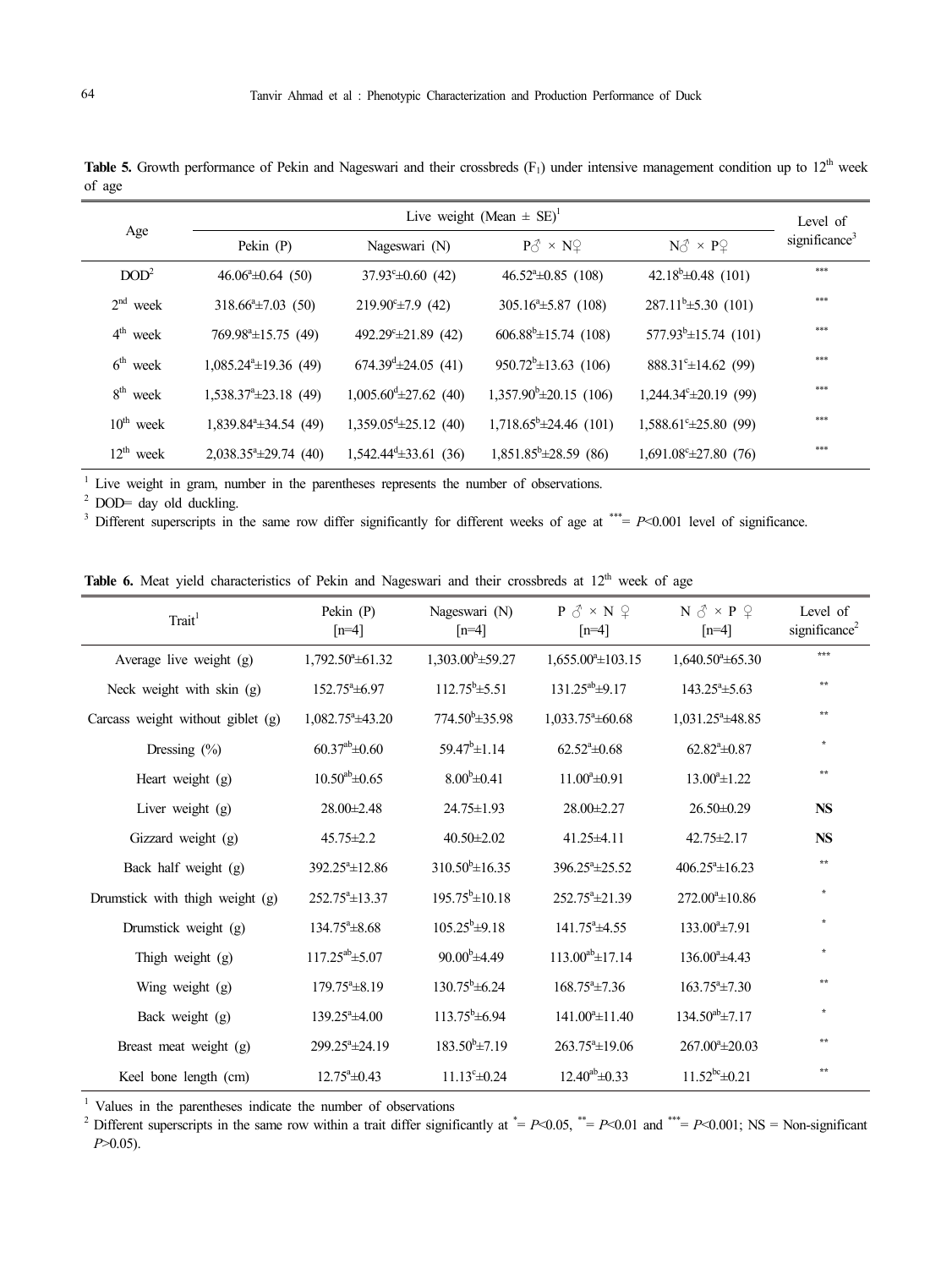**Table 5.** Growth performance of Pekin and Nageswari and their crossbreds ($F_1$) under intensive management condition up to 12th week of age

| Age | Live weight (Mean ± SE)[1] | | | | Level of significance[3] |
|---|---|---|---|---|---|
| | Pekin (P) | Nageswari (N) | P♂ × N♀ | N♂ × P♀ | |
| DOD[2] | 46.06$^{a}$±0.64 (50) | 37.93$^{c}$±0.60 (42) | 46.52$^{a}$±0.85 (108) | 42.18$^{b}$±0.48 (101) | *** |
| 2nd week | 318.66$^{a}$±7.03 (50) | 219.90$^{c}$±7.9 (42) | 305.16$^{a}$±5.87 (108) | 287.11$^{b}$±5.30 (101) | *** |
| 4th week | 769.98$^{a}$±15.75 (49) | 492.29$^{c}$±21.89 (42) | 606.88$^{b}$±15.74 (108) | 577.93$^{b}$±15.74 (101) | *** |
| 6th week | 1,085.24$^{a}$±19.36 (49) | 674.39$^{d}$±24.05 (41) | 950.72$^{b}$±13.63 (106) | 888.31$^{c}$±14.62 (99) | *** |
| 8th week | 1,538.37$^{a}$±23.18 (49) | 1,005.60$^{d}$±27.62 (40) | 1,357.90$^{b}$±20.15 (106) | 1,244.34$^{c}$±20.19 (99) | *** |
| 10th week | 1,839.84$^{a}$±34.54 (49) | 1,359.05$^{d}$±25.12 (40) | 1,718.65$^{b}$±24.46 (101) | 1,588.61$^{c}$±25.80 (99) | *** |
| 12th week | 2,038.35$^{a}$±29.74 (40) | 1,542.44$^{d}$±33.61 (36) | 1,851.85$^{b}$±28.59 (86) | 1,691.08$^{c}$±27.80 (76) | *** |

[1] Live weight in gram, number in the parentheses represents the number of observations.
[2] DOD= day old duckling.
[3] Different superscripts in the same row differ significantly for different weeks of age at ***= $P$<0.001 level of significance.

**Table 6.** Meat yield characteristics of Pekin and Nageswari and their crossbreds at 12th week of age

| Trait[1] | Pekin (P) [n=4] | Nageswari (N) [n=4] | P ♂ × N ♀ [n=4] | N ♂ × P ♀ [n=4] | Level of significance[2] |
|---|---|---|---|---|---|
| Average live weight (g) | 1,792.50$^{a}$±61.32 | 1,303.00$^{b}$±59.27 | 1,655.00$^{a}$±103.15 | 1,640.50$^{a}$±65.30 | *** |
| Neck weight with skin (g) | 152.75$^{a}$±6.97 | 112.75$^{b}$±5.51 | 131.25$^{ab}$±9.17 | 143.25$^{a}$±5.63 | ** |
| Carcass weight without giblet (g) | 1,082.75$^{a}$±43.20 | 774.50$^{b}$±35.98 | 1,033.75$^{a}$±60.68 | 1,031.25$^{a}$±48.85 | ** |
| Dressing (%) | 60.37$^{ab}$±0.60 | 59.47$^{b}$±1.14 | 62.52$^{a}$±0.68 | 62.82$^{a}$±0.87 | * |
| Heart weight (g) | 10.50$^{ab}$±0.65 | 8.00$^{b}$±0.41 | 11.00$^{a}$±0.91 | 13.00$^{a}$±1.22 | ** |
| Liver weight (g) | 28.00±2.48 | 24.75±1.93 | 28.00±2.27 | 26.50±0.29 | **NS** |
| Gizzard weight (g) | 45.75±2.2 | 40.50±2.02 | 41.25±4.11 | 42.75±2.17 | **NS** |
| Back half weight (g) | 392.25$^{a}$±12.86 | 310.50$^{b}$±16.35 | 396.25$^{a}$±25.52 | 406.25$^{a}$±16.23 | ** |
| Drumstick with thigh weight (g) | 252.75$^{a}$±13.37 | 195.75$^{b}$±10.18 | 252.75$^{a}$±21.39 | 272.00$^{a}$±10.86 | * |
| Drumstick weight (g) | 134.75$^{a}$±8.68 | 105.25$^{b}$±9.18 | 141.75$^{a}$±4.55 | 133.00$^{a}$±7.91 | * |
| Thigh weight (g) | 117.25$^{ab}$±5.07 | 90.00$^{b}$±4.49 | 113.00$^{ab}$±17.14 | 136.00$^{a}$±4.43 | * |
| Wing weight (g) | 179.75$^{a}$±8.19 | 130.75$^{b}$±6.24 | 168.75$^{a}$±7.36 | 163.75$^{a}$±7.30 | ** |
| Back weight (g) | 139.25$^{a}$±4.00 | 113.75$^{b}$±6.94 | 141.00$^{a}$±11.40 | 134.50$^{ab}$±7.17 | * |
| Breast meat weight (g) | 299.25$^{a}$±24.19 | 183.50$^{b}$±7.19 | 263.75$^{a}$±19.06 | 267.00$^{a}$±20.03 | ** |
| Keel bone length (cm) | 12.75$^{a}$±0.43 | 11.13$^{c}$±0.24 | 12.40$^{ab}$±0.33 | 11.52$^{bc}$±0.21 | ** |

[1] Values in the parentheses indicate the number of observations
[2] Different superscripts in the same row within a trait differ significantly at *= $P$<0.05, **= $P$<0.01 and ***= $P$<0.001; NS = Non-significant $P$>0.05).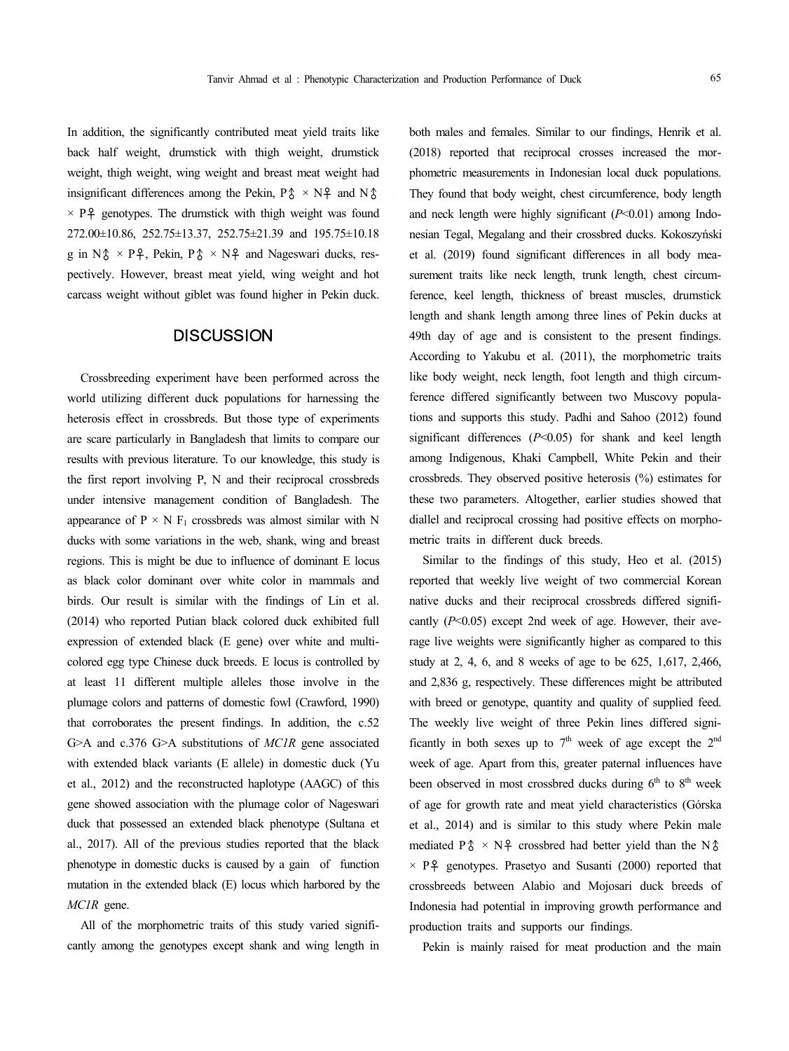In addition, the significantly contributed meat yield traits like back half weight, drumstick with thigh weight, drumstick weight, thigh weight, wing weight and breast meat weight had insignificant differences among the Pekin, P♂ × N♀ and N♂ × P♀ genotypes. The drumstick with thigh weight was found 272.00±10.86, 252.75±13.37, 252.75±21.39 and 195.75±10.18 g in N♂ × P♀, Pekin, P♂ × N♀ and Nageswari ducks, respectively. However, breast meat yield, wing weight and hot carcass weight without giblet was found higher in Pekin duck.

## DISCUSSION

Crossbreeding experiment have been performed across the world utilizing different duck populations for harnessing the heterosis effect in crossbreds. But those type of experiments are scare particularly in Bangladesh that limits to compare our results with previous literature. To our knowledge, this study is the first report involving P, N and their reciprocal crossbreds under intensive management condition of Bangladesh. The appearance of P × N $F_1$ crossbreds was almost similar with N ducks with some variations in the web, shank, wing and breast regions. This is might be due to influence of dominant E locus as black color dominant over white color in mammals and birds. Our result is similar with the findings of Lin et al. (2014) who reported Putian black colored duck exhibited full expression of extended black (E gene) over white and multi-colored egg type Chinese duck breeds. E locus is controlled by at least 11 different multiple alleles those involve in the plumage colors and patterns of domestic fowl (Crawford, 1990) that corroborates the present findings. In addition, the c.52 G>A and c.376 G>A substitutions of *MC1R* gene associated with extended black variants (E allele) in domestic duck (Yu et al., 2012) and the reconstructed haplotype (AAGC) of this gene showed association with the plumage color of Nageswari duck that possessed an extended black phenotype (Sultana et al., 2017). All of the previous studies reported that the black phenotype in domestic ducks is caused by a gain of function mutation in the extended black (E) locus which harbored by the *MC1R* gene.

All of the morphometric traits of this study varied significantly among the genotypes except shank and wing length in both males and females. Similar to our findings, Henrik et al. (2018) reported that reciprocal crosses increased the morphometric measurements in Indonesian local duck populations. They found that body weight, chest circumference, body length and neck length were highly significant ($P<0.01$) among Indonesian Tegal, Megalang and their crossbred ducks. Kokoszyński et al. (2019) found significant differences in all body measurement traits like neck length, trunk length, chest circumference, keel length, thickness of breast muscles, drumstick length and shank length among three lines of Pekin ducks at 49th day of age and is consistent to the present findings. According to Yakubu et al. (2011), the morphometric traits like body weight, neck length, foot length and thigh circumference differed significantly between two Muscovy populations and supports this study. Padhi and Sahoo (2012) found significant differences ($P<0.05$) for shank and keel length among Indigenous, Khaki Campbell, White Pekin and their crossbreds. They observed positive heterosis (%) estimates for these two parameters. Altogether, earlier studies showed that diallel and reciprocal crossing had positive effects on morphometric traits in different duck breeds.

Similar to the findings of this study, Heo et al. (2015) reported that weekly live weight of two commercial Korean native ducks and their reciprocal crossbreds differed significantly ($P<0.05$) except 2nd week of age. However, their average live weights were significantly higher as compared to this study at 2, 4, 6, and 8 weeks of age to be 625, 1,617, 2,466, and 2,836 g, respectively. These differences might be attributed with breed or genotype, quantity and quality of supplied feed. The weekly live weight of three Pekin lines differed significantly in both sexes up to 7th week of age except the 2nd week of age. Apart from this, greater paternal influences have been observed in most crossbred ducks during 6th to 8th week of age for growth rate and meat yield characteristics (Górska et al., 2014) and is similar to this study where Pekin male mediated P♂ × N♀ crossbred had better yield than the N♂ × P♀ genotypes. Prasetyo and Susanti (2000) reported that crossbreeds between Alabio and Mojosari duck breeds of Indonesia had potential in improving growth performance and production traits and supports our findings.

Pekin is mainly raised for meat production and the main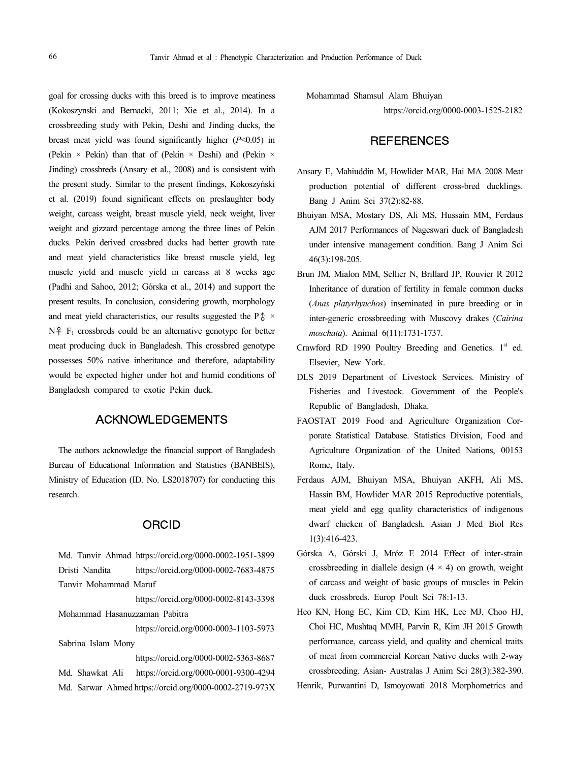goal for crossing ducks with this breed is to improve meatiness (Kokoszynski and Bernacki, 2011; Xie et al., 2014). In a crossbreeding study with Pekin, Deshi and Jinding ducks, the breast meat yield was found significantly higher ($P<0.05$) in (Pekin × Pekin) than that of (Pekin × Deshi) and (Pekin × Jinding) crossbreds (Ansary et al., 2008) and is consistent with the present study. Similar to the present findings, Kokoszyński et al. (2019) found significant effects on preslaughter body weight, carcass weight, breast muscle yield, neck weight, liver weight and gizzard percentage among the three lines of Pekin ducks. Pekin derived crossbred ducks had better growth rate and meat yield characteristics like breast muscle yield, leg muscle yield and muscle yield in carcass at 8 weeks age (Padhi and Sahoo, 2012; Górska et al., 2014) and support the present results. In conclusion, considering growth, morphology and meat yield characteristics, our results suggested the P♂ × N♀ $F_1$ crossbreds could be an alternative genotype for better meat producing duck in Bangladesh. This crossbred genotype possesses 50% native inheritance and therefore, adaptability would be expected higher under hot and humid conditions of Bangladesh compared to exotic Pekin duck.

## ACKNOWLEDGEMENTS

The authors acknowledge the financial support of Bangladesh Bureau of Educational Information and Statistics (BANBEIS), Ministry of Education (ID. No. LS2018707) for conducting this research.

## ORCID

Md. Tanvir Ahmad https://orcid.org/0000-0002-1951-3899
Dristi Nandita https://orcid.org/0000-0002-7683-4875
Tanvir Mohammad Maruf https://orcid.org/0000-0002-8143-3398
Mohammad Hasanuzzaman Pabitra https://orcid.org/0000-0003-1103-5973
Sabrina Islam Mony https://orcid.org/0000-0002-5363-8687
Md. Shawkat Ali https://orcid.org/0000-0001-9300-4294
Md. Sarwar Ahmed https://orcid.org/0000-0002-2719-973X
Mohammad Shamsul Alam Bhuiyan https://orcid.org/0000-0003-1525-2182

## REFERENCES

Ansary E, Mahiuddin M, Howlider MAR, Hai MA 2008 Meat production potential of different cross-bred ducklings. Bang J Anim Sci 37(2):82-88.

Bhuiyan MSA, Mostary DS, Ali MS, Hussain MM, Ferdaus AJM 2017 Performances of Nageswari duck of Bangladesh under intensive management condition. Bang J Anim Sci 46(3):198-205.

Brun JM, Mialon MM, Sellier N, Brillard JP, Rouvier R 2012 Inheritance of duration of fertility in female common ducks (*Anas platyrhynchos*) inseminated in pure breeding or in inter-generic crossbreeding with Muscovy drakes (*Cairina moschata*). Animal 6(11):1731-1737.

Crawford RD 1990 Poultry Breeding and Genetics. 1st ed. Elsevier, New York.

DLS 2019 Department of Livestock Services. Ministry of Fisheries and Livestock. Government of the People's Republic of Bangladesh, Dhaka.

FAOSTAT 2019 Food and Agriculture Organization Corporate Statistical Database. Statistics Division, Food and Agriculture Organization of the United Nations, 00153 Rome, Italy.

Ferdaus AJM, Bhuiyan MSA, Bhuiyan AKFH, Ali MS, Hassin BM, Howlider MAR 2015 Reproductive potentials, meat yield and egg quality characteristics of indigenous dwarf chicken of Bangladesh. Asian J Med Biol Res 1(3):416-423.

Górska A, Górski J, Mróz E 2014 Effect of inter-strain crossbreeding in diallele design (4 × 4) on growth, weight of carcass and weight of basic groups of muscles in Pekin duck crossbreds. Europ Poult Sci 78:1-13.

Heo KN, Hong EC, Kim CD, Kim HK, Lee MJ, Choo HJ, Choi HC, Mushtaq MMH, Parvin R, Kim JH 2015 Growth performance, carcass yield, and quality and chemical traits of meat from commercial Korean Native ducks with 2-way crossbreeding. Asian- Australas J Anim Sci 28(3):382-390.

Henrik, Purwantini D, Ismoyowati 2018 Morphometrics and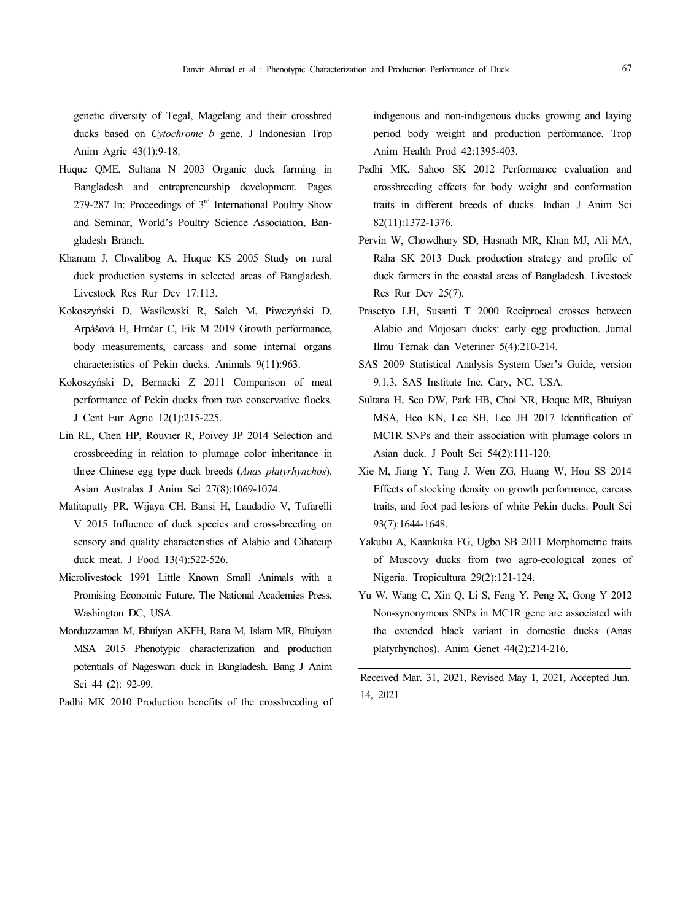genetic diversity of Tegal, Magelang and their crossbred ducks based on *Cytochrome b* gene. J Indonesian Trop Anim Agric 43(1):9-18.

Huque QME, Sultana N 2003 Organic duck farming in Bangladesh and entrepreneurship development. Pages 279-287 In: Proceedings of 3rd International Poultry Show and Seminar, World's Poultry Science Association, Bangladesh Branch.

Khanum J, Chwalibog A, Huque KS 2005 Study on rural duck production systems in selected areas of Bangladesh. Livestock Res Rur Dev 17:113.

Kokoszyński D, Wasilewski R, Saleh M, Piwczyński D, Arpášová H, Hrnčar C, Fik M 2019 Growth performance, body measurements, carcass and some internal organs characteristics of Pekin ducks. Animals 9(11):963.

Kokoszyński D, Bernacki Z 2011 Comparison of meat performance of Pekin ducks from two conservative flocks. J Cent Eur Agric 12(1):215-225.

Lin RL, Chen HP, Rouvier R, Poivey JP 2014 Selection and crossbreeding in relation to plumage color inheritance in three Chinese egg type duck breeds (*Anas platyrhynchos*). Asian Australas J Anim Sci 27(8):1069-1074.

Matitaputty PR, Wijaya CH, Bansi H, Laudadio V, Tufarelli V 2015 Influence of duck species and cross-breeding on sensory and quality characteristics of Alabio and Cihateup duck meat. J Food 13(4):522-526.

Microlivestock 1991 Little Known Small Animals with a Promising Economic Future. The National Academies Press, Washington DC, USA.

Morduzzaman M, Bhuiyan AKFH, Rana M, Islam MR, Bhuiyan MSA 2015 Phenotypic characterization and production potentials of Nageswari duck in Bangladesh. Bang J Anim Sci 44 (2): 92-99.

Padhi MK 2010 Production benefits of the crossbreeding of indigenous and non-indigenous ducks growing and laying period body weight and production performance. Trop Anim Health Prod 42:1395-403.

Padhi MK, Sahoo SK 2012 Performance evaluation and crossbreeding effects for body weight and conformation traits in different breeds of ducks. Indian J Anim Sci 82(11):1372-1376.

Pervin W, Chowdhury SD, Hasnath MR, Khan MJ, Ali MA, Raha SK 2013 Duck production strategy and profile of duck farmers in the coastal areas of Bangladesh. Livestock Res Rur Dev 25(7).

Prasetyo LH, Susanti T 2000 Reciprocal crosses between Alabio and Mojosari ducks: early egg production. Jurnal Ilmu Ternak dan Veteriner 5(4):210-214.

SAS 2009 Statistical Analysis System User's Guide, version 9.1.3, SAS Institute Inc, Cary, NC, USA.

Sultana H, Seo DW, Park HB, Choi NR, Hoque MR, Bhuiyan MSA, Heo KN, Lee SH, Lee JH 2017 Identification of MC1R SNPs and their association with plumage colors in Asian duck. J Poult Sci 54(2):111-120.

Xie M, Jiang Y, Tang J, Wen ZG, Huang W, Hou SS 2014 Effects of stocking density on growth performance, carcass traits, and foot pad lesions of white Pekin ducks. Poult Sci 93(7):1644-1648.

Yakubu A, Kaankuka FG, Ugbo SB 2011 Morphometric traits of Muscovy ducks from two agro-ecological zones of Nigeria. Tropicultura 29(2):121-124.

Yu W, Wang C, Xin Q, Li S, Feng Y, Peng X, Gong Y 2012 Non-synonymous SNPs in MC1R gene are associated with the extended black variant in domestic ducks (Anas platyrhynchos). Anim Genet 44(2):214-216.

---

Received Mar. 31, 2021, Revised May 1, 2021, Accepted Jun. 14, 2021